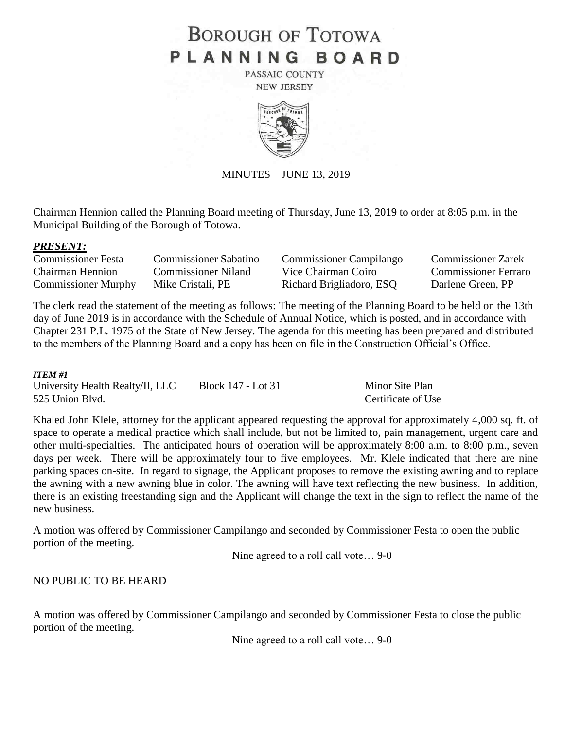# BOROUGH OF TOTOWA
# PLANNING BOARD

PASSAIC COUNTY
NEW JERSEY

MINUTES – JUNE 13, 2019

Chairman Hennion called the Planning Board meeting of Thursday, June 13, 2019 to order at 8:05 p.m. in the Municipal Building of the Borough of Totowa.

***PRESENT:***

| | | | |
|---|---|---|---|
| Commissioner Festa | Commissioner Sabatino | Commissioner Campilango | Commissioner Zarek |
| Chairman Hennion | Commissioner Niland | Vice Chairman Coiro | Commissioner Ferraro |
| Commissioner Murphy | Mike Cristali, PE | Richard Brigliadoro, ESQ | Darlene Green, PP |

The clerk read the statement of the meeting as follows: The meeting of the Planning Board to be held on the 13th day of June 2019 is in accordance with the Schedule of Annual Notice, which is posted, and in accordance with Chapter 231 P.L. 1975 of the State of New Jersey. The agenda for this meeting has been prepared and distributed to the members of the Planning Board and a copy has been on file in the Construction Official's Office.

***ITEM #1***

University Health Realty/II, LLC    Block 147 - Lot 31    Minor Site Plan
525 Union Blvd.    Certificate of Use

Khaled John Klele, attorney for the applicant appeared requesting the approval for approximately 4,000 sq. ft. of space to operate a medical practice which shall include, but not be limited to, pain management, urgent care and other multi-specialties. The anticipated hours of operation will be approximately 8:00 a.m. to 8:00 p.m., seven days per week. There will be approximately four to five employees. Mr. Klele indicated that there are nine parking spaces on-site. In regard to signage, the Applicant proposes to remove the existing awning and to replace the awning with a new awning blue in color. The awning will have text reflecting the new business. In addition, there is an existing freestanding sign and the Applicant will change the text in the sign to reflect the name of the new business.

A motion was offered by Commissioner Campilango and seconded by Commissioner Festa to open the public portion of the meeting.

Nine agreed to a roll call vote… 9-0

NO PUBLIC TO BE HEARD

A motion was offered by Commissioner Campilango and seconded by Commissioner Festa to close the public portion of the meeting.

Nine agreed to a roll call vote… 9-0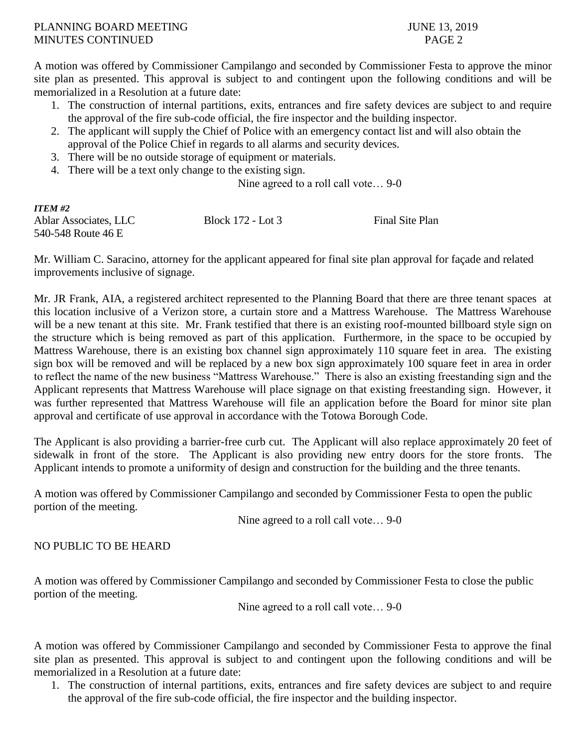A motion was offered by Commissioner Campilango and seconded by Commissioner Festa to approve the minor site plan as presented. This approval is subject to and contingent upon the following conditions and will be memorialized in a Resolution at a future date:

1. The construction of internal partitions, exits, entrances and fire safety devices are subject to and require the approval of the fire sub-code official, the fire inspector and the building inspector.
2. The applicant will supply the Chief of Police with an emergency contact list and will also obtain the approval of the Police Chief in regards to all alarms and security devices.
3. There will be no outside storage of equipment or materials.
4. There will be a text only change to the existing sign.

Nine agreed to a roll call vote… 9-0

***ITEM #2***

| Ablar Associates, LLC | Block 172 - Lot 3 | Final Site Plan |
|---|---|---|
| 540-548 Route 46 E | | |

Mr. William C. Saracino, attorney for the applicant appeared for final site plan approval for façade and related improvements inclusive of signage.

Mr. JR Frank, AIA, a registered architect represented to the Planning Board that there are three tenant spaces at this location inclusive of a Verizon store, a curtain store and a Mattress Warehouse. The Mattress Warehouse will be a new tenant at this site. Mr. Frank testified that there is an existing roof-mounted billboard style sign on the structure which is being removed as part of this application. Furthermore, in the space to be occupied by Mattress Warehouse, there is an existing box channel sign approximately 110 square feet in area. The existing sign box will be removed and will be replaced by a new box sign approximately 100 square feet in area in order to reflect the name of the new business "Mattress Warehouse." There is also an existing freestanding sign and the Applicant represents that Mattress Warehouse will place signage on that existing freestanding sign. However, it was further represented that Mattress Warehouse will file an application before the Board for minor site plan approval and certificate of use approval in accordance with the Totowa Borough Code.

The Applicant is also providing a barrier-free curb cut. The Applicant will also replace approximately 20 feet of sidewalk in front of the store. The Applicant is also providing new entry doors for the store fronts. The Applicant intends to promote a uniformity of design and construction for the building and the three tenants.

A motion was offered by Commissioner Campilango and seconded by Commissioner Festa to open the public portion of the meeting.

Nine agreed to a roll call vote… 9-0

NO PUBLIC TO BE HEARD

A motion was offered by Commissioner Campilango and seconded by Commissioner Festa to close the public portion of the meeting.

Nine agreed to a roll call vote… 9-0

A motion was offered by Commissioner Campilango and seconded by Commissioner Festa to approve the final site plan as presented. This approval is subject to and contingent upon the following conditions and will be memorialized in a Resolution at a future date:

1. The construction of internal partitions, exits, entrances and fire safety devices are subject to and require the approval of the fire sub-code official, the fire inspector and the building inspector.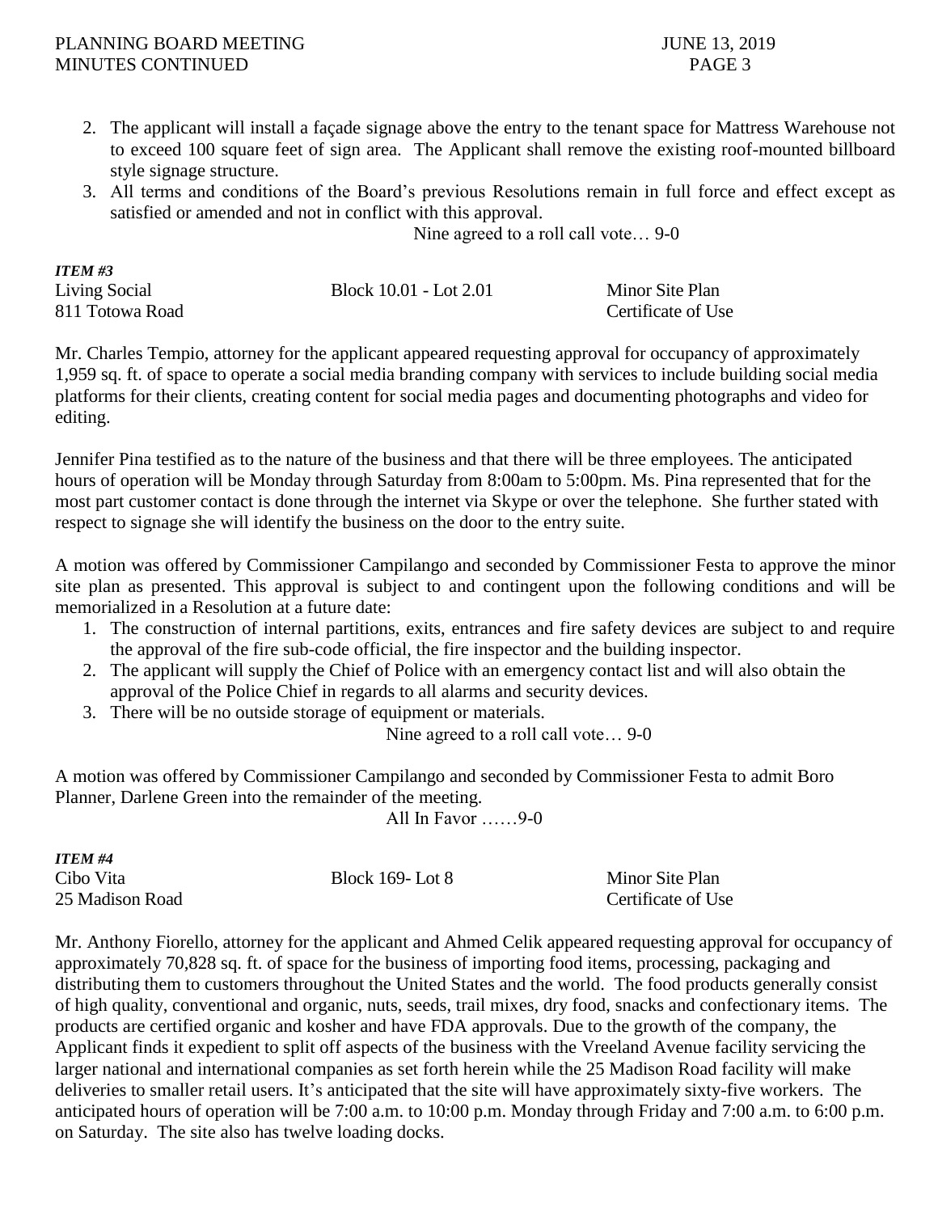2. The applicant will install a façade signage above the entry to the tenant space for Mattress Warehouse not to exceed 100 square feet of sign area. The Applicant shall remove the existing roof-mounted billboard style signage structure.
3. All terms and conditions of the Board's previous Resolutions remain in full force and effect except as satisfied or amended and not in conflict with this approval.

Nine agreed to a roll call vote… 9-0

***ITEM #3***

| | | |
|---|---|---|
| Living Social | Block 10.01 - Lot 2.01 | Minor Site Plan |
| 811 Totowa Road | | Certificate of Use |

Mr. Charles Tempio, attorney for the applicant appeared requesting approval for occupancy of approximately 1,959 sq. ft. of space to operate a social media branding company with services to include building social media platforms for their clients, creating content for social media pages and documenting photographs and video for editing.

Jennifer Pina testified as to the nature of the business and that there will be three employees. The anticipated hours of operation will be Monday through Saturday from 8:00am to 5:00pm. Ms. Pina represented that for the most part customer contact is done through the internet via Skype or over the telephone. She further stated with respect to signage she will identify the business on the door to the entry suite.

A motion was offered by Commissioner Campilango and seconded by Commissioner Festa to approve the minor site plan as presented. This approval is subject to and contingent upon the following conditions and will be memorialized in a Resolution at a future date:

1. The construction of internal partitions, exits, entrances and fire safety devices are subject to and require the approval of the fire sub-code official, the fire inspector and the building inspector.
2. The applicant will supply the Chief of Police with an emergency contact list and will also obtain the approval of the Police Chief in regards to all alarms and security devices.
3. There will be no outside storage of equipment or materials.

Nine agreed to a roll call vote… 9-0

A motion was offered by Commissioner Campilango and seconded by Commissioner Festa to admit Boro Planner, Darlene Green into the remainder of the meeting.

All In Favor ……9-0

***ITEM #4***

| | | |
|---|---|---|
| Cibo Vita | Block 169- Lot 8 | Minor Site Plan |
| 25 Madison Road | | Certificate of Use |

Mr. Anthony Fiorello, attorney for the applicant and Ahmed Celik appeared requesting approval for occupancy of approximately 70,828 sq. ft. of space for the business of importing food items, processing, packaging and distributing them to customers throughout the United States and the world. The food products generally consist of high quality, conventional and organic, nuts, seeds, trail mixes, dry food, snacks and confectionary items. The products are certified organic and kosher and have FDA approvals. Due to the growth of the company, the Applicant finds it expedient to split off aspects of the business with the Vreeland Avenue facility servicing the larger national and international companies as set forth herein while the 25 Madison Road facility will make deliveries to smaller retail users. It's anticipated that the site will have approximately sixty-five workers. The anticipated hours of operation will be 7:00 a.m. to 10:00 p.m. Monday through Friday and 7:00 a.m. to 6:00 p.m. on Saturday. The site also has twelve loading docks.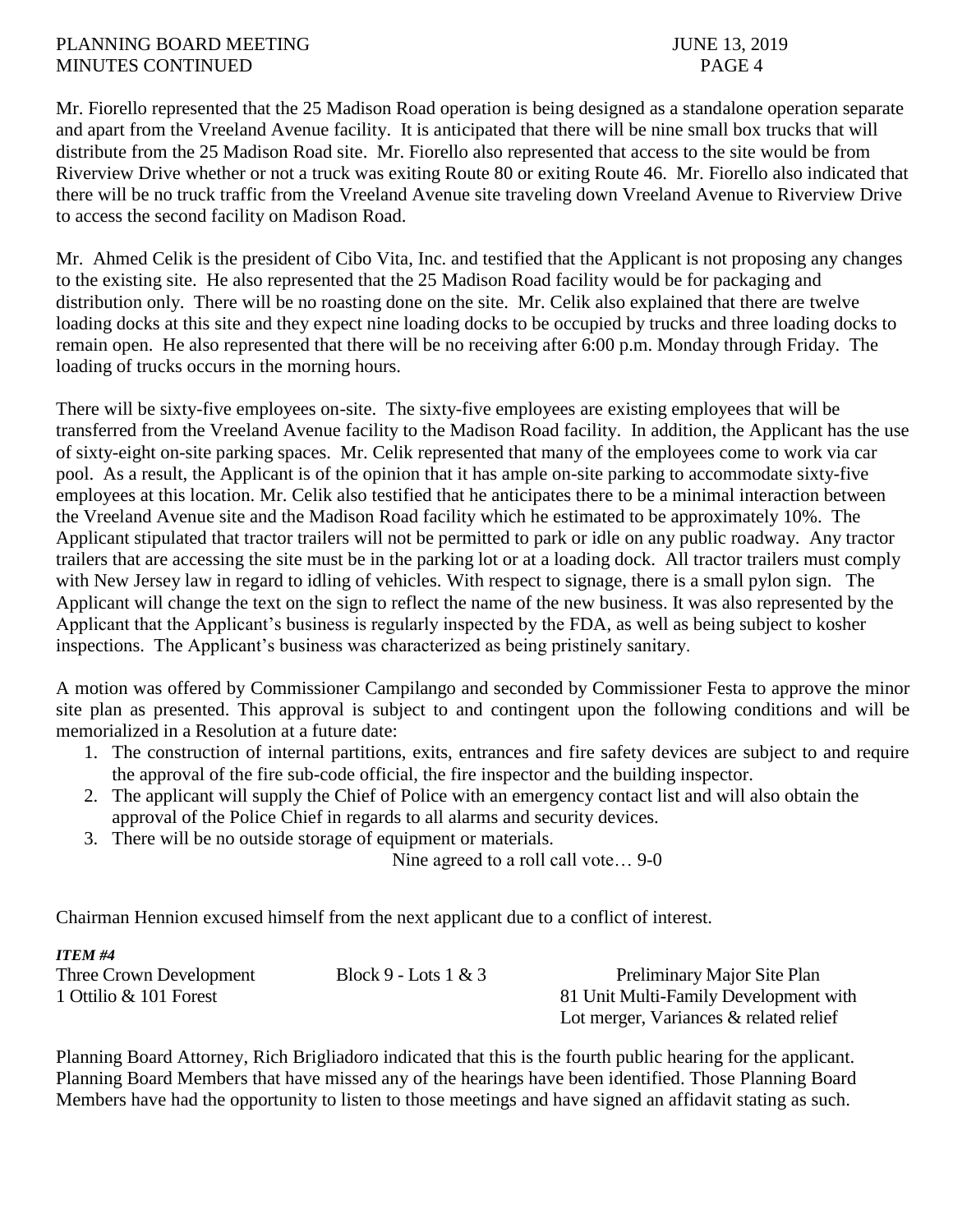Mr. Fiorello represented that the 25 Madison Road operation is being designed as a standalone operation separate and apart from the Vreeland Avenue facility. It is anticipated that there will be nine small box trucks that will distribute from the 25 Madison Road site. Mr. Fiorello also represented that access to the site would be from Riverview Drive whether or not a truck was exiting Route 80 or exiting Route 46. Mr. Fiorello also indicated that there will be no truck traffic from the Vreeland Avenue site traveling down Vreeland Avenue to Riverview Drive to access the second facility on Madison Road.

Mr. Ahmed Celik is the president of Cibo Vita, Inc. and testified that the Applicant is not proposing any changes to the existing site. He also represented that the 25 Madison Road facility would be for packaging and distribution only. There will be no roasting done on the site. Mr. Celik also explained that there are twelve loading docks at this site and they expect nine loading docks to be occupied by trucks and three loading docks to remain open. He also represented that there will be no receiving after 6:00 p.m. Monday through Friday. The loading of trucks occurs in the morning hours.

There will be sixty-five employees on-site. The sixty-five employees are existing employees that will be transferred from the Vreeland Avenue facility to the Madison Road facility. In addition, the Applicant has the use of sixty-eight on-site parking spaces. Mr. Celik represented that many of the employees come to work via car pool. As a result, the Applicant is of the opinion that it has ample on-site parking to accommodate sixty-five employees at this location. Mr. Celik also testified that he anticipates there to be a minimal interaction between the Vreeland Avenue site and the Madison Road facility which he estimated to be approximately 10%. The Applicant stipulated that tractor trailers will not be permitted to park or idle on any public roadway. Any tractor trailers that are accessing the site must be in the parking lot or at a loading dock. All tractor trailers must comply with New Jersey law in regard to idling of vehicles. With respect to signage, there is a small pylon sign. The Applicant will change the text on the sign to reflect the name of the new business. It was also represented by the Applicant that the Applicant's business is regularly inspected by the FDA, as well as being subject to kosher inspections. The Applicant's business was characterized as being pristinely sanitary.

A motion was offered by Commissioner Campilango and seconded by Commissioner Festa to approve the minor site plan as presented. This approval is subject to and contingent upon the following conditions and will be memorialized in a Resolution at a future date:

1. The construction of internal partitions, exits, entrances and fire safety devices are subject to and require the approval of the fire sub-code official, the fire inspector and the building inspector.
2. The applicant will supply the Chief of Police with an emergency contact list and will also obtain the approval of the Police Chief in regards to all alarms and security devices.
3. There will be no outside storage of equipment or materials.

Nine agreed to a roll call vote… 9-0

Chairman Hennion excused himself from the next applicant due to a conflict of interest.

***ITEM #4***

| | | |
|---|---|---|
| Three Crown Development | Block 9 - Lots 1 & 3 | Preliminary Major Site Plan |
| 1 Ottilio & 101 Forest | | 81 Unit Multi-Family Development with Lot merger, Variances & related relief |

Planning Board Attorney, Rich Brigliadoro indicated that this is the fourth public hearing for the applicant. Planning Board Members that have missed any of the hearings have been identified. Those Planning Board Members have had the opportunity to listen to those meetings and have signed an affidavit stating as such.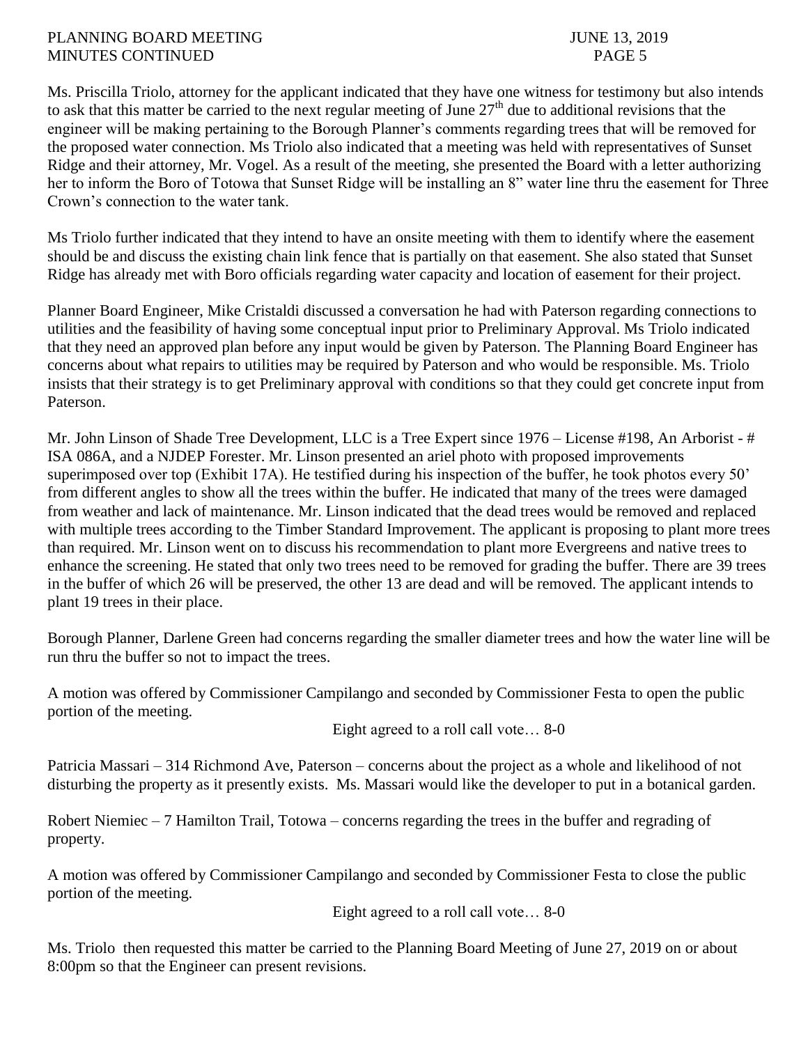Ms. Priscilla Triolo, attorney for the applicant indicated that they have one witness for testimony but also intends to ask that this matter be carried to the next regular meeting of June 27th due to additional revisions that the engineer will be making pertaining to the Borough Planner's comments regarding trees that will be removed for the proposed water connection. Ms Triolo also indicated that a meeting was held with representatives of Sunset Ridge and their attorney, Mr. Vogel. As a result of the meeting, she presented the Board with a letter authorizing her to inform the Boro of Totowa that Sunset Ridge will be installing an 8" water line thru the easement for Three Crown's connection to the water tank.

Ms Triolo further indicated that they intend to have an onsite meeting with them to identify where the easement should be and discuss the existing chain link fence that is partially on that easement. She also stated that Sunset Ridge has already met with Boro officials regarding water capacity and location of easement for their project.

Planner Board Engineer, Mike Cristaldi discussed a conversation he had with Paterson regarding connections to utilities and the feasibility of having some conceptual input prior to Preliminary Approval. Ms Triolo indicated that they need an approved plan before any input would be given by Paterson. The Planning Board Engineer has concerns about what repairs to utilities may be required by Paterson and who would be responsible. Ms. Triolo insists that their strategy is to get Preliminary approval with conditions so that they could get concrete input from Paterson.

Mr. John Linson of Shade Tree Development, LLC is a Tree Expert since 1976 – License #198, An Arborist - # ISA 086A, and a NJDEP Forester. Mr. Linson presented an ariel photo with proposed improvements superimposed over top (Exhibit 17A). He testified during his inspection of the buffer, he took photos every 50' from different angles to show all the trees within the buffer. He indicated that many of the trees were damaged from weather and lack of maintenance. Mr. Linson indicated that the dead trees would be removed and replaced with multiple trees according to the Timber Standard Improvement. The applicant is proposing to plant more trees than required. Mr. Linson went on to discuss his recommendation to plant more Evergreens and native trees to enhance the screening. He stated that only two trees need to be removed for grading the buffer. There are 39 trees in the buffer of which 26 will be preserved, the other 13 are dead and will be removed. The applicant intends to plant 19 trees in their place.

Borough Planner, Darlene Green had concerns regarding the smaller diameter trees and how the water line will be run thru the buffer so not to impact the trees.

A motion was offered by Commissioner Campilango and seconded by Commissioner Festa to open the public portion of the meeting.

Eight agreed to a roll call vote… 8-0

Patricia Massari – 314 Richmond Ave, Paterson – concerns about the project as a whole and likelihood of not disturbing the property as it presently exists. Ms. Massari would like the developer to put in a botanical garden.

Robert Niemiec – 7 Hamilton Trail, Totowa – concerns regarding the trees in the buffer and regrading of property.

A motion was offered by Commissioner Campilango and seconded by Commissioner Festa to close the public portion of the meeting.

Eight agreed to a roll call vote… 8-0

Ms. Triolo then requested this matter be carried to the Planning Board Meeting of June 27, 2019 on or about 8:00pm so that the Engineer can present revisions.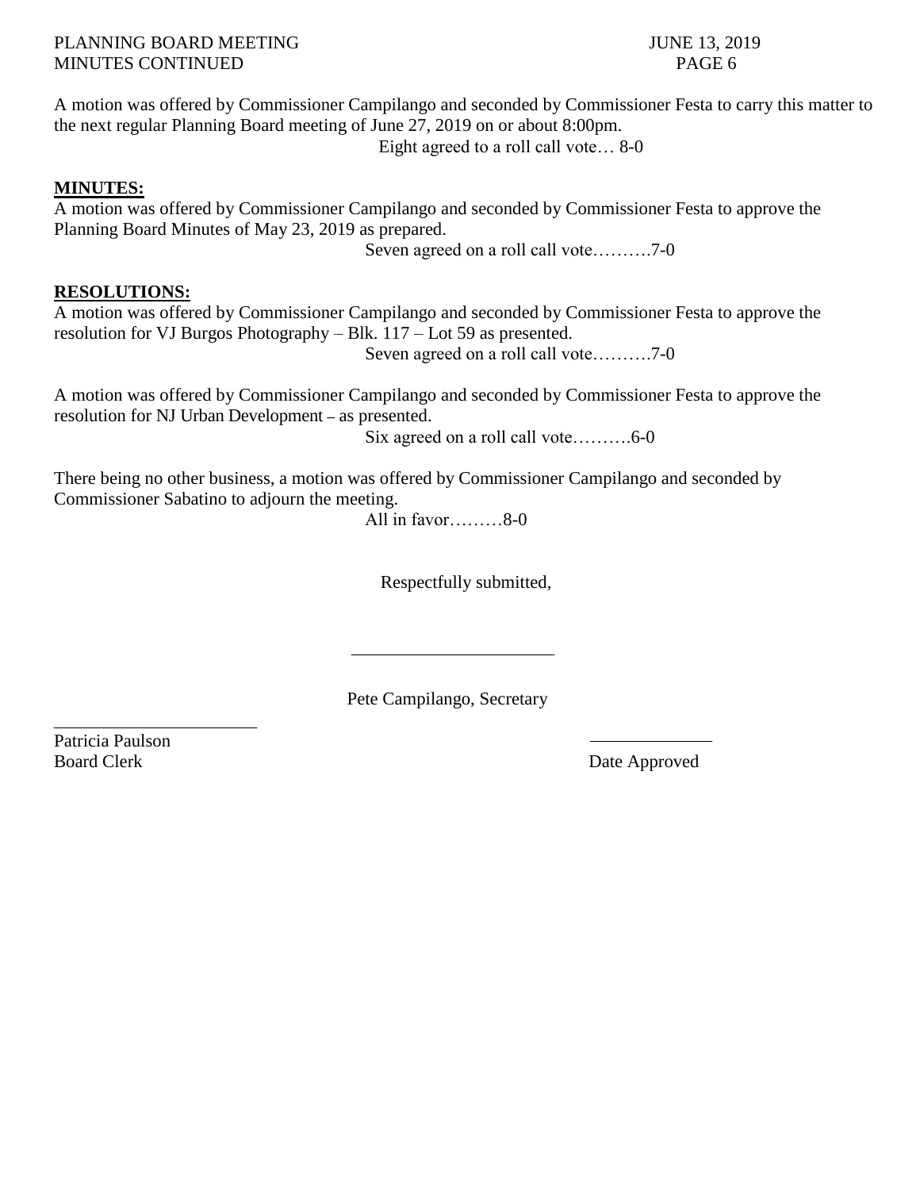A motion was offered by Commissioner Campilango and seconded by Commissioner Festa to carry this matter to the next regular Planning Board meeting of June 27, 2019 on or about 8:00pm.

Eight agreed to a roll call vote… 8-0

**MINUTES:**

A motion was offered by Commissioner Campilango and seconded by Commissioner Festa to approve the Planning Board Minutes of May 23, 2019 as prepared.

Seven agreed on a roll call vote……….7-0

**RESOLUTIONS:**

A motion was offered by Commissioner Campilango and seconded by Commissioner Festa to approve the resolution for VJ Burgos Photography – Blk. 117 – Lot 59 as presented.

Seven agreed on a roll call vote……….7-0

A motion was offered by Commissioner Campilango and seconded by Commissioner Festa to approve the resolution for NJ Urban Development – as presented.

Six agreed on a roll call vote……….6-0

There being no other business, a motion was offered by Commissioner Campilango and seconded by Commissioner Sabatino to adjourn the meeting.

All in favor………8-0

Respectfully submitted,

\_\_\_\_\_\_\_\_\_\_\_\_\_\_\_\_\_\_\_\_\_\_

Pete Campilango, Secretary

\_\_\_\_\_\_\_\_\_\_\_\_\_\_\_\_\_\_\_\_\_\_

Patricia Paulson
Board Clerk

\_\_\_\_\_\_\_\_\_\_\_\_

Date Approved